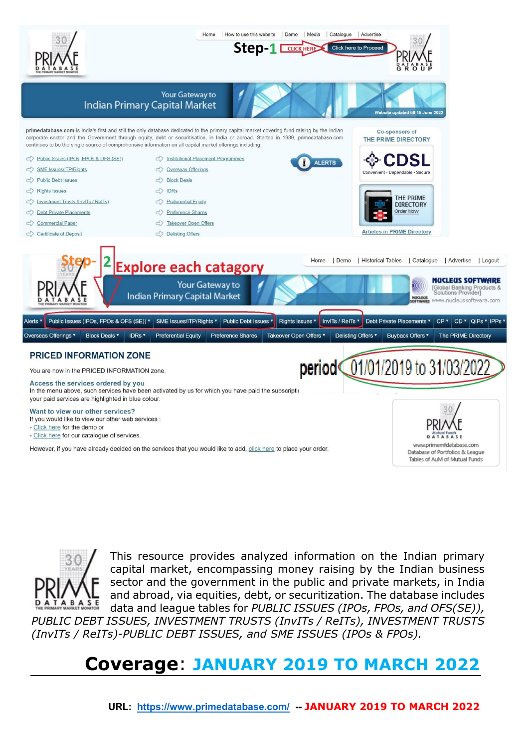Home | How to use this website | Demo | Media | Catalogue | Advertise

**Step-1** CLICK HERE → Click here to Proceed

Your Gateway to Indian Primary Capital Market

Website updated till 15 June 2022

**primedatabase.com** is India's first and still the only database dedicated to the primary capital market covering fund raising by the Indian corporate sector and the Government through equity, debt or securitisation, in India or abroad. Started in 1989, primedatabase.com continues to be the single source of comprehensive information on all capital market offerings including:

- Public Issues (IPOs, FPOs & OFS (SE))
- SME Issues/ITP/Rights
- Public Debt Issues
- Rights Issues
- Investment Trusts (InvITs / ReITs)
- Debt Private Placements
- Commercial Paper
- Certificate of Deposit
- Institutional Placement Programmes
- Overseas Offerings
- Block Deals
- IDRs
- Preferential Equity
- Preference Shares
- Takeover Open Offers
- Delisting Offers

ALERTS

Co-sponsors of THE PRIME DIRECTORY

CDSL — Convenient • Dependable • Secure

THE PRIME DIRECTORY Order Now

Articles in PRIME Directory

**Step- 2 Explore each catagory**

Home | Demo | Historical Tables | Catalogue | Advertise | Logout

Your Gateway to Indian Primary Capital Market

NUCLEUS SOFTWARE [Global Banking Products & Solutions Provider] www.nucleussoftware.com

Alerts | Public Issues (IPOs, FPOs & OFS (SE)) | SME Issues/ITP/Rights | Public Debt Issues | Rights Issues | InvITs / ReITs | Debt Private Placements | CP | CD | QIPs | IPPs | Overseas Offerings | Block Deals | IDRs | Preferential Equity | Preference Shares | Takeover Open Offers | Delisting Offers | Buyback Offers | The PRIME Directory

## PRICED INFORMATION ZONE

period 01/01/2019 to 31/03/2022

You are now in the PRICED INFORMATION zone.

**Access the services ordered by you**
In the menu above, such services have been activated by us for which you have paid the subscriptic
your paid services are highlighted in blue colour.

**Want to view our other services?**
If you would like to view our other web services :
- Click here for the demo or
- Click here for our catalogue of services.

However, if you have already decided on the services that you would like to add, click here to place your order.

www.primemfdatabase.com
Database of Portfolios & League Tables of AuM of Mutual Funds

This resource provides analyzed information on the Indian primary capital market, encompassing money raising by the Indian business sector and the government in the public and private markets, in India and abroad, via equities, debt, or securitization. The database includes data and league tables for *PUBLIC ISSUES (IPOs, FPOs, and OFS(SE)), PUBLIC DEBT ISSUES, INVESTMENT TRUSTS (InvITs / ReITs), INVESTMENT TRUSTS (InvITs / ReITs)-PUBLIC DEBT ISSUES, and SME ISSUES (IPOs & FPOs).*

# Coverage: JANUARY 2019 TO MARCH 2022

**URL: https://www.primedatabase.com/ -- JANUARY 2019 TO MARCH 2022**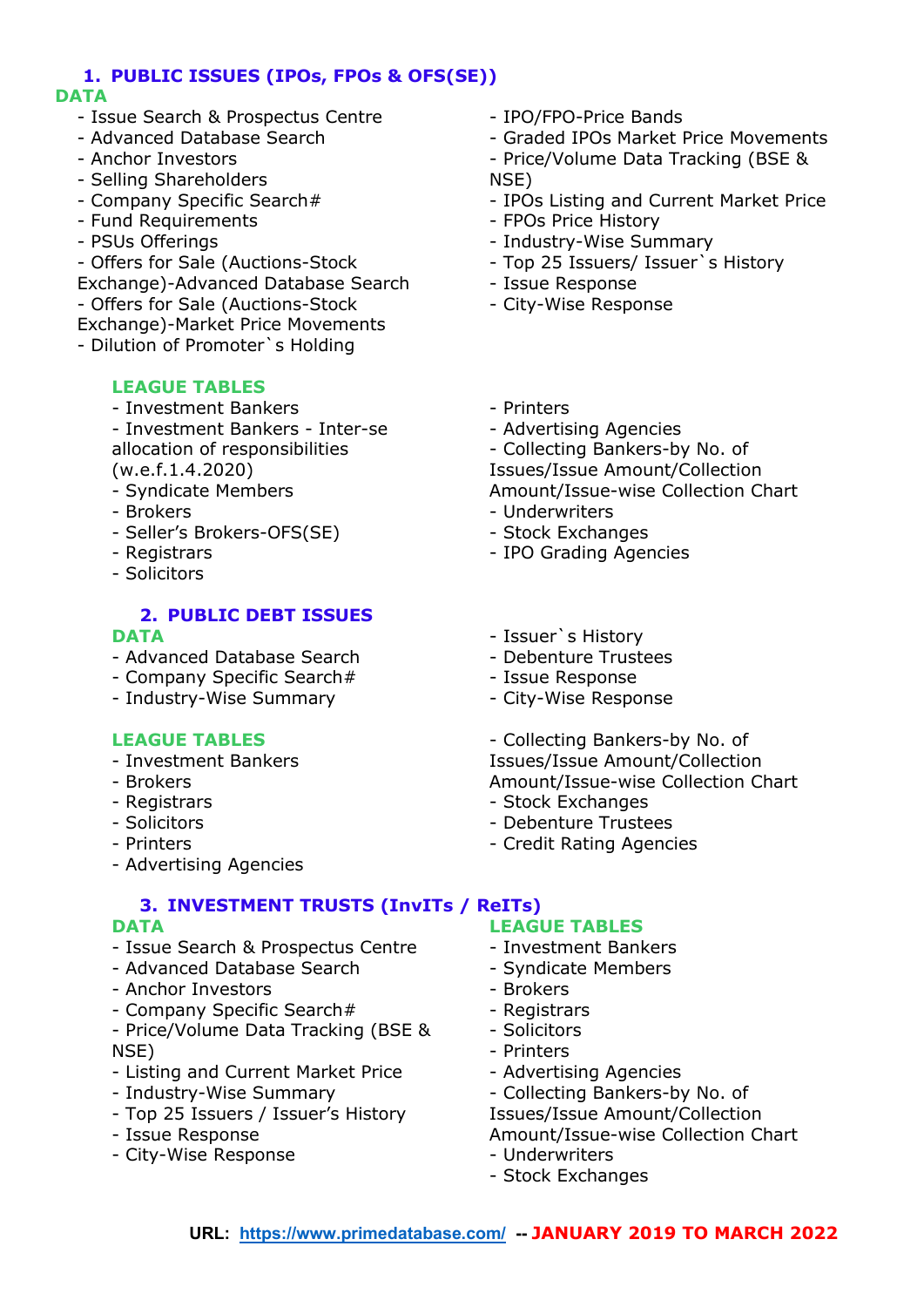## 1. PUBLIC ISSUES (IPOs, FPOs & OFS(SE))

### DATA

- Issue Search & Prospectus Centre
- Advanced Database Search
- Anchor Investors
- Selling Shareholders
- Company Specific Search#
- Fund Requirements
- PSUs Offerings
- Offers for Sale (Auctions-Stock Exchange)-Advanced Database Search
- Offers for Sale (Auctions-Stock Exchange)-Market Price Movements
- Dilution of Promoter`s Holding
- IPO/FPO-Price Bands
- Graded IPOs Market Price Movements
- Price/Volume Data Tracking (BSE & NSE)
- IPOs Listing and Current Market Price
- FPOs Price History
- Industry-Wise Summary
- Top 25 Issuers/ Issuer`s History
- Issue Response
- City-Wise Response

### LEAGUE TABLES

- Investment Bankers
- Investment Bankers - Inter-se allocation of responsibilities (w.e.f.1.4.2020)
- Syndicate Members
- Brokers
- Seller's Brokers-OFS(SE)
- Registrars
- Solicitors
- Printers
- Advertising Agencies
- Collecting Bankers-by No. of Issues/Issue Amount/Collection Amount/Issue-wise Collection Chart
- Underwriters
- Stock Exchanges
- IPO Grading Agencies

## 2. PUBLIC DEBT ISSUES

### DATA

- Advanced Database Search
- Company Specific Search#
- Industry-Wise Summary
- Issuer`s History
- Debenture Trustees
- Issue Response
- City-Wise Response

### LEAGUE TABLES

- Investment Bankers
- Brokers
- Registrars
- Solicitors
- Printers
- Advertising Agencies
- Collecting Bankers-by No. of Issues/Issue Amount/Collection Amount/Issue-wise Collection Chart
- Stock Exchanges
- Debenture Trustees
- Credit Rating Agencies

## 3. INVESTMENT TRUSTS (InvITs / ReITs)

### DATA

- Issue Search & Prospectus Centre
- Advanced Database Search
- Anchor Investors
- Company Specific Search#
- Price/Volume Data Tracking (BSE & NSE)
- Listing and Current Market Price
- Industry-Wise Summary
- Top 25 Issuers / Issuer's History
- Issue Response
- City-Wise Response

### LEAGUE TABLES

- Investment Bankers
- Syndicate Members
- Brokers
- Registrars
- Solicitors
- Printers
- Advertising Agencies
- Collecting Bankers-by No. of Issues/Issue Amount/Collection Amount/Issue-wise Collection Chart
- Underwriters
- Stock Exchanges

**URL:** https://www.primedatabase.com/ -- **JANUARY 2019 TO MARCH 2022**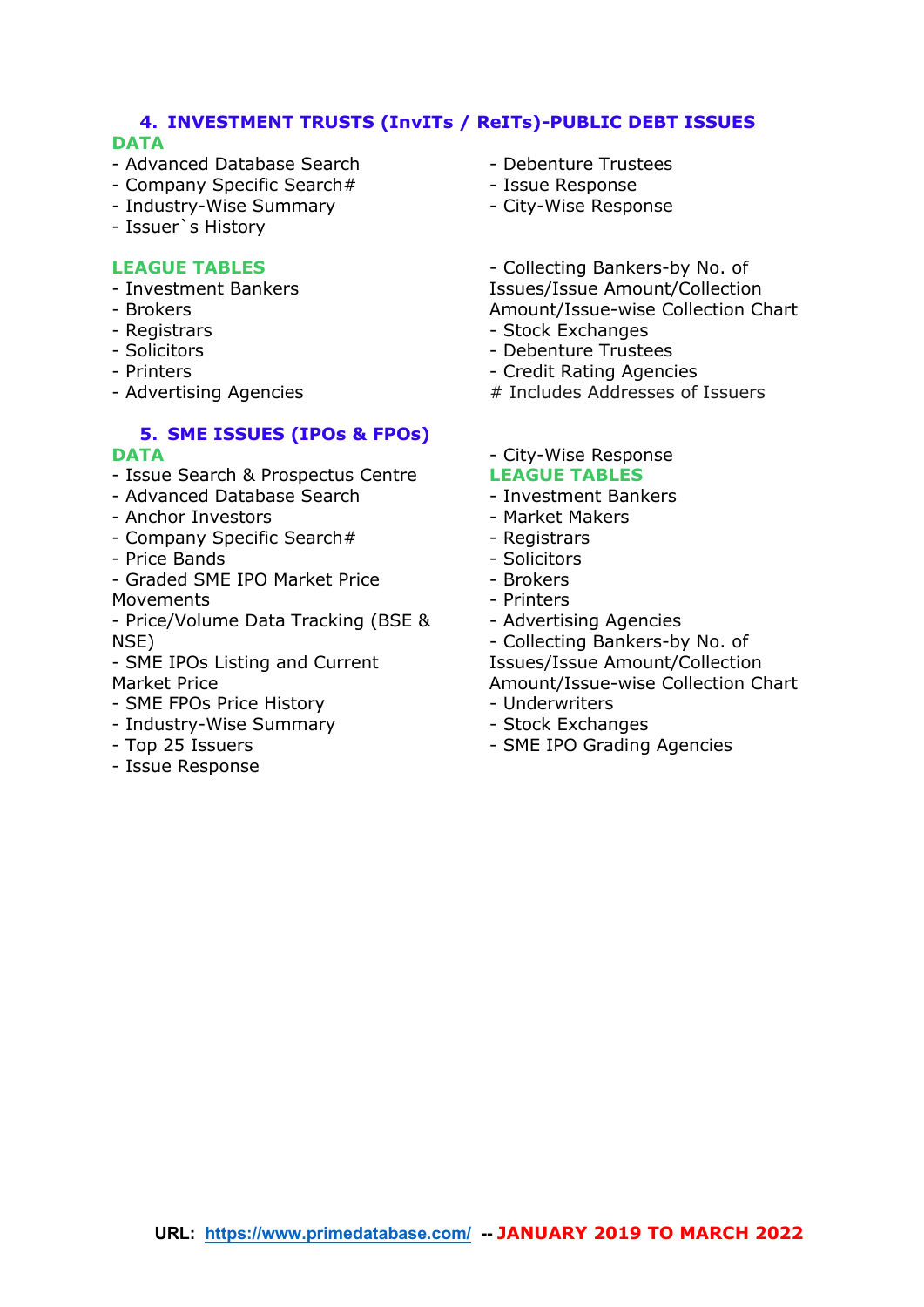## 4. INVESTMENT TRUSTS (InvITs / ReITs)-PUBLIC DEBT ISSUES

### DATA

- Advanced Database Search
- Company Specific Search#
- Industry-Wise Summary
- Issuer`s History
- Debenture Trustees
- Issue Response
- City-Wise Response

### LEAGUE TABLES

- Investment Bankers
- Brokers
- Registrars
- Solicitors
- Printers
- Advertising Agencies
- Collecting Bankers-by No. of Issues/Issue Amount/Collection Amount/Issue-wise Collection Chart
- Stock Exchanges
- Debenture Trustees
- Credit Rating Agencies

# Includes Addresses of Issuers

## 5. SME ISSUES (IPOs & FPOs)

### DATA

- Issue Search & Prospectus Centre
- Advanced Database Search
- Anchor Investors
- Company Specific Search#
- Price Bands
- Graded SME IPO Market Price Movements
- Price/Volume Data Tracking (BSE & NSE)
- SME IPOs Listing and Current Market Price
- SME FPOs Price History
- Industry-Wise Summary
- Top 25 Issuers
- Issue Response
- City-Wise Response

### LEAGUE TABLES

- Investment Bankers
- Market Makers
- Registrars
- Solicitors
- Brokers
- Printers
- Advertising Agencies
- Collecting Bankers-by No. of Issues/Issue Amount/Collection Amount/Issue-wise Collection Chart
- Underwriters
- Stock Exchanges
- SME IPO Grading Agencies

URL: https://www.primedatabase.com/ -- JANUARY 2019 TO MARCH 2022